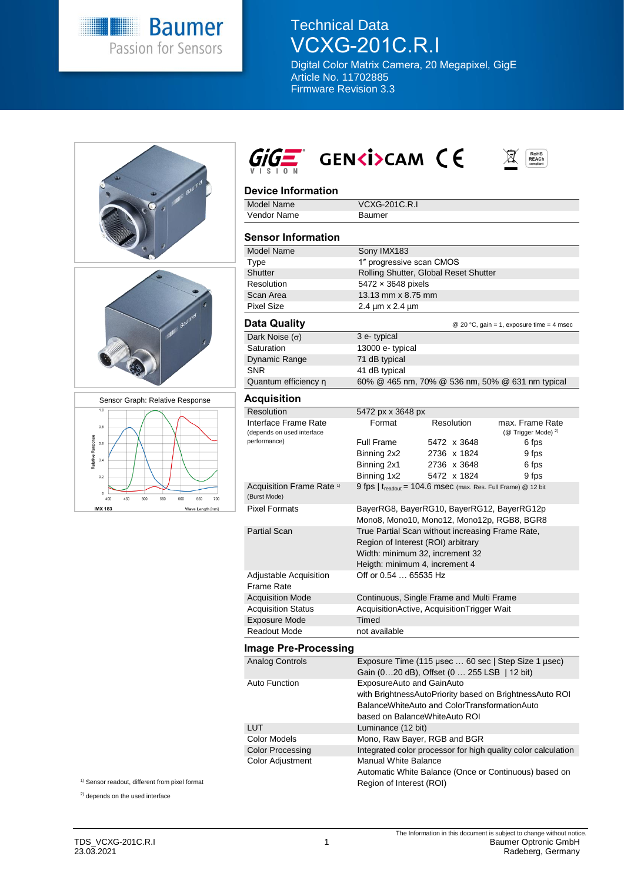# Technical Data

# VCXG-201C.R.I

Digital Color Matrix Camera, 20 Megapixel, GigE
Article No. 11702885
Firmware Revision 3.3

## Device Information

| | |
|---|---|
| Model Name | VCXG-201C.R.I |
| Vendor Name | Baumer |

## Sensor Information

| | |
|---|---|
| Model Name | Sony IMX183 |
| Type | 1″ progressive scan CMOS |
| Shutter | Rolling Shutter, Global Reset Shutter |
| Resolution | 5472 × 3648 pixels |
| Scan Area | 13.13 mm x 8.75 mm |
| Pixel Size | 2.4 µm x 2.4 µm |

## Data Quality

@ 20 °C, gain = 1, exposure time = 4 msec

| | |
|---|---|
| Dark Noise (σ) | 3 e- typical |
| Saturation | 13000 e- typical |
| Dynamic Range | 71 dB typical |
| SNR | 41 dB typical |
| Quantum efficiency η | 60% @ 465 nm, 70% @ 536 nm, 50% @ 631 nm typical |

## Acquisition

| | | | |
|---|---|---|---|
| Resolution | 5472 px x 3648 px | | |
| Interface Frame Rate (depends on used interface performance) | Format | Resolution | max. Frame Rate (@ Trigger Mode) [2] |
| | Full Frame | 5472 x 3648 | 6 fps |
| | Binning 2x2 | 2736 x 1824 | 9 fps |
| | Binning 2x1 | 2736 x 3648 | 6 fps |
| | Binning 1x2 | 5472 x 1824 | 9 fps |
| Acquisition Frame Rate [1] (Burst Mode) | 9 fps \| $t_{readout}$ = 104.6 msec (max. Res. Full Frame) @ 12 bit | | |
| Pixel Formats | BayerRG8, BayerRG10, BayerRG12, BayerRG12p Mono8, Mono10, Mono12, Mono12p, RGB8, BGR8 | | |
| Partial Scan | True Partial Scan without increasing Frame Rate, Region of Interest (ROI) arbitrary Width: minimum 32, increment 32 Heigth: minimum 4, increment 4 | | |
| Adjustable Acquisition Frame Rate | Off or 0.54 … 65535 Hz | | |
| Acquisition Mode | Continuous, Single Frame and Multi Frame | | |
| Acquisition Status | AcquisitionActive, AcquisitionTrigger Wait | | |
| Exposure Mode | Timed | | |
| Readout Mode | not available | | |

## Image Pre-Processing

| | |
|---|---|
| Analog Controls | Exposure Time (115 µsec … 60 sec \| Step Size 1 µsec) Gain (0…20 dB), Offset (0 … 255 LSB \| 12 bit) |
| Auto Function | ExposureAuto and GainAuto with BrightnessAutoPriority based on BrightnessAuto ROI BalanceWhiteAuto and ColorTransformationAuto based on BalanceWhiteAuto ROI |
| LUT | Luminance (12 bit) |
| Color Models | Mono, Raw Bayer, RGB and BGR |
| Color Processing | Integrated color processor for high quality color calculation |
| Color Adjustment | Manual White Balance Automatic White Balance (Once or Continuous) based on Region of Interest (ROI) |

Sensor Graph: Relative Response

IMX 183

[1] Sensor readout, different from pixel format

[2] depends on the used interface

TDS_VCXG-201C.R.I
23.03.2021

The Information in this document is subject to change without notice.
Baumer Optronic GmbH
Radeberg, Germany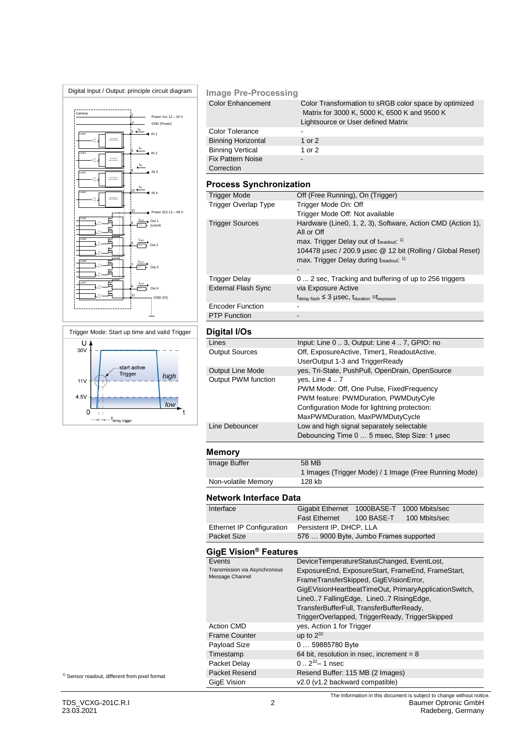Digital Input / Output: principle circuit diagram

Trigger Mode: Start up time and valid Trigger

## Image Pre-Processing

| | |
|---|---|
| Color Enhancement | Color Transformation to sRGB color space by optimized Matrix for 3000 K, 5000 K, 6500 K and 9500 K Lightsource or User defined Matrix |
| Color Tolerance | - |
| Binning Horizontal | 1 or 2 |
| Binning Vertical | 1 or 2 |
| Fix Pattern Noise Correction | - |

## Process Synchronization

| | |
|---|---|
| Trigger Mode | Off (Free Running), On (Trigger) |
| Trigger Overlap Type | Trigger Mode On: Off<br>Trigger Mode Off: Not available |
| Trigger Sources | Hardware (Line0, 1, 2, 3), Software, Action CMD (Action 1), All or Off<br>max. Trigger Delay out of $t_{readout}$: [1)]<br>104478 µsec / 200.9 µsec @ 12 bit (Rolling / Global Reset)<br>max. Trigger Delay during $t_{readout}$: [1)]<br>- |
| Trigger Delay | 0 ... 2 sec, Tracking and buffering of up to 256 triggers |
| External Flash Sync | via Exposure Active<br>$t_{delay\ flash} \leq 3$ µsec, $t_{duration} = t_{exposure}$ |
| Encoder Function | - |
| PTP Function | - |

## Digital I/Os

| | |
|---|---|
| Lines | Input: Line 0 .. 3, Output: Line 4 .. 7, GPIO: no |
| Output Sources | Off, ExposureActive, Timer1, ReadoutActive, UserOutput 1-3 and TriggerReady |
| Output Line Mode | yes, Tri-State, PushPull, OpenDrain, OpenSource |
| Output PWM function | yes, Line 4 .. 7<br>PWM Mode: Off, One Pulse, FixedFrequency<br>PWM feature: PWMDuration, PWMDutyCyle<br>Configuration Mode for lightning protection: MaxPWMDuration, MaxPWMDutyCycle |
| Line Debouncer | Low and high signal separately selectable<br>Debouncing Time 0 … 5 msec, Step Size: 1 µsec |

## Memory

| | |
|---|---|
| Image Buffer | 58 MB<br>1 Images (Trigger Mode) / 1 Image (Free Running Mode) |
| Non-volatile Memory | 128 kb |

## Network Interface Data

| | |
|---|---|
| Interface | Gigabit Ethernet 1000BASE-T 1000 Mbits/sec<br>Fast Ethernet 100 BASE-T 100 Mbits/sec |
| Ethernet IP Configuration | Persistent IP, DHCP, LLA |
| Packet Size | 576 … 9000 Byte, Jumbo Frames supported |

## GigE Vision® Features

| | |
|---|---|
| Events<br>Transmission via Asynchronous Message Channel | DeviceTemperatureStatusChanged, EventLost, ExposureEnd, ExposureStart, FrameEnd, FrameStart, FrameTransferSkipped, GigEVisionError, GigEVisionHeartbeatTimeOut, PrimaryApplicationSwitch, Line0..7 FallingEdge, Line0..7 RisingEdge, TransferBufferFull, TransferBufferReady, TriggerOverlapped, TriggerReady, TriggerSkipped |
| Action CMD | yes, Action 1 for Trigger |
| Frame Counter | up to $2^{32}$ |
| Payload Size | 0 … 59885780 Byte |
| Timestamp | 64 bit, resolution in nsec, increment = 8 |
| Packet Delay | 0 .. $2^{32}$ – 1 nsec |
| Packet Resend | Resend Buffer: 115 MB (2 Images) |
| GigE Vision | v2.0 (v1.2 backward compatible) |

[1)] Sensor readout, different from pixel format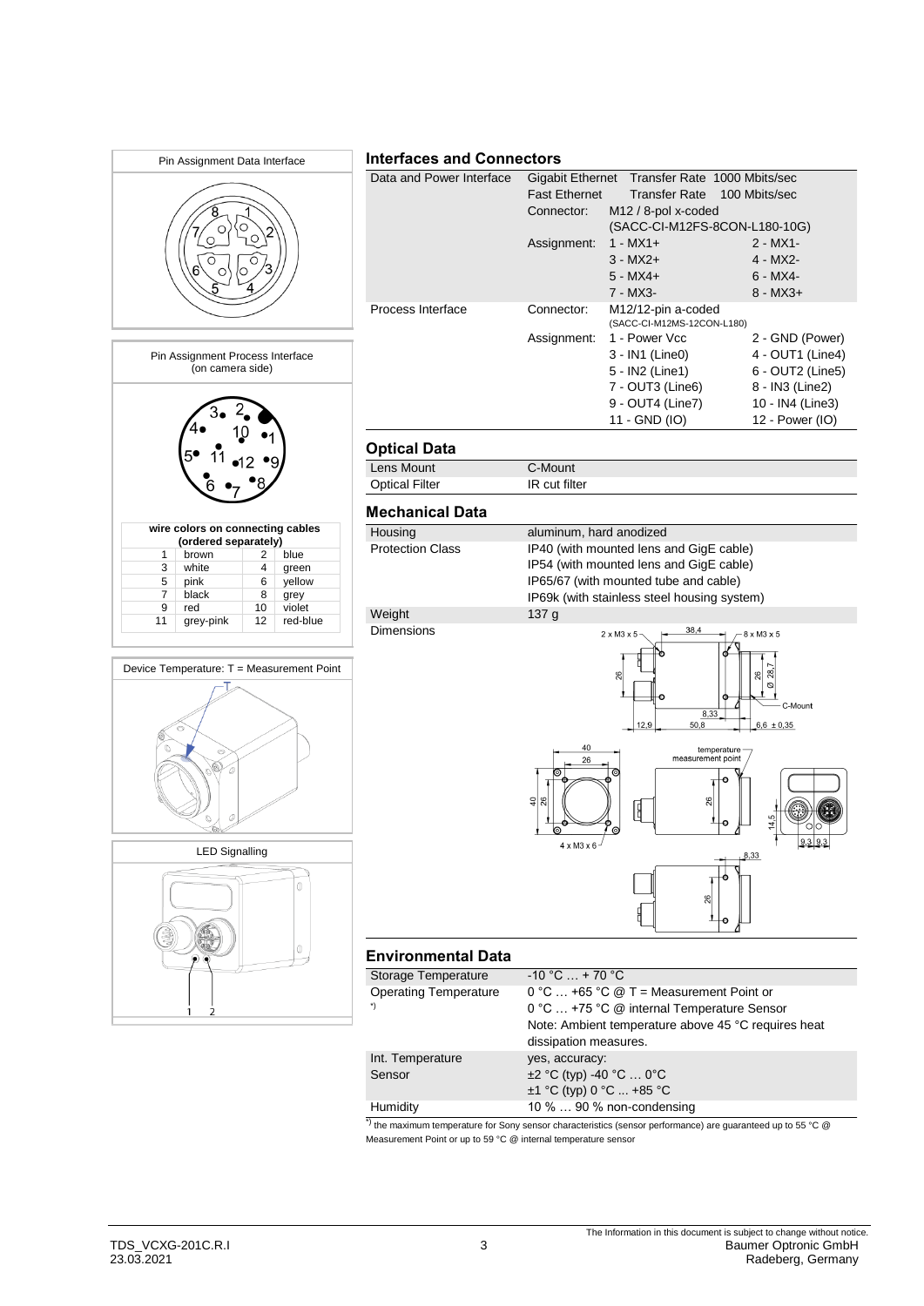Pin Assignment Data Interface

Pin Assignment Process Interface (on camera side)

| wire colors on connecting cables (ordered separately) | | | |
|---|---|---|---|
| 1 | brown | 2 | blue |
| 3 | white | 4 | green |
| 5 | pink | 6 | yellow |
| 7 | black | 8 | grey |
| 9 | red | 10 | violet |
| 11 | grey-pink | 12 | red-blue |

Device Temperature: T = Measurement Point

LED Signalling

## Interfaces and Connectors

| | | | |
|---|---|---|---|
| Data and Power Interface | Gigabit Ethernet | Transfer Rate 1000 Mbits/sec | |
| | Fast Ethernet | Transfer Rate 100 Mbits/sec | |
| | Connector: | M12 / 8-pol x-coded (SACC-CI-M12FS-8CON-L180-10G) | |
| | Assignment: | 1 - MX1+ | 2 - MX1- |
| | | 3 - MX2+ | 4 - MX2- |
| | | 5 - MX4+ | 6 - MX4- |
| | | 7 - MX3- | 8 - MX3+ |
| Process Interface | Connector: | M12/12-pin a-coded (SACC-CI-M12MS-12CON-L180) | |
| | Assignment: | 1 - Power Vcc | 2 - GND (Power) |
| | | 3 - IN1 (Line0) | 4 - OUT1 (Line4) |
| | | 5 - IN2 (Line1) | 6 - OUT2 (Line5) |
| | | 7 - OUT3 (Line6) | 8 - IN3 (Line2) |
| | | 9 - OUT4 (Line7) | 10 - IN4 (Line3) |
| | | 11 - GND (IO) | 12 - Power (IO) |

## Optical Data

| | |
|---|---|
| Lens Mount | C-Mount |
| Optical Filter | IR cut filter |

## Mechanical Data

| | |
|---|---|
| Housing | aluminum, hard anodized |
| Protection Class | IP40 (with mounted lens and GigE cable)<br>IP54 (with mounted lens and GigE cable)<br>IP65/67 (with mounted tube and cable)<br>IP69k (with stainless steel housing system) |
| Weight | 137 g |
| Dimensions | |

## Environmental Data

| | |
|---|---|
| Storage Temperature | -10 °C … + 70 °C |
| Operating Temperature *) | 0 °C … +65 °C @ T = Measurement Point or<br>0 °C … +75 °C @ internal Temperature Sensor<br>Note: Ambient temperature above 45 °C requires heat dissipation measures. |
| Int. Temperature Sensor | yes, accuracy:<br>±2 °C (typ) -40 °C … 0°C<br>±1 °C (typ) 0 °C ... +85 °C |
| Humidity | 10 % … 90 % non-condensing |

*) the maximum temperature for Sony sensor characteristics (sensor performance) are guaranteed up to 55 °C @ Measurement Point or up to 59 °C @ internal temperature sensor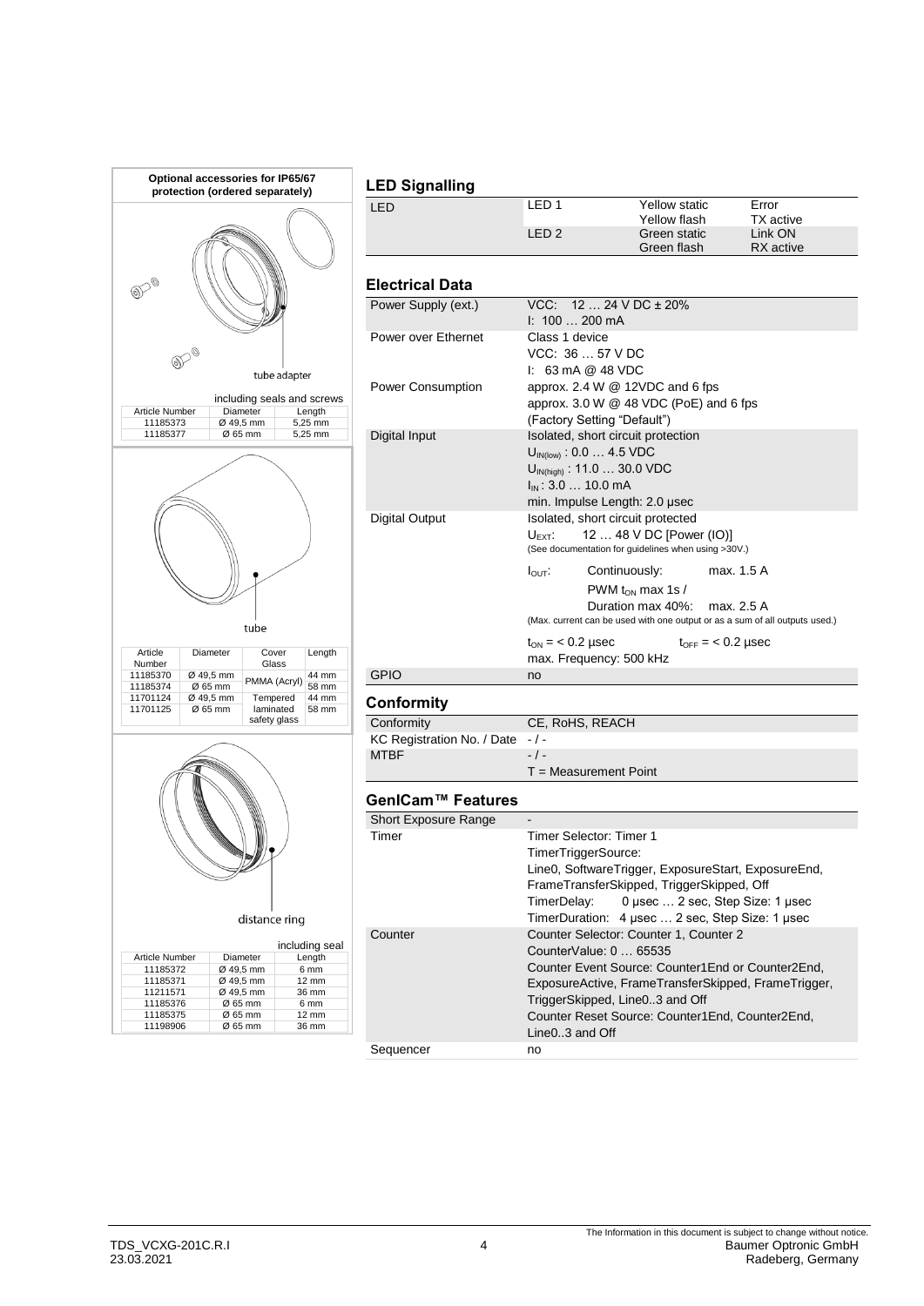**Optional accessories for IP65/67 protection (ordered separately)**

tube adapter

including seals and screws

| Article Number | Diameter | Length |
|---|---|---|
| 11185373 | Ø 49,5 mm | 5,25 mm |
| 11185377 | Ø 65 mm | 5,25 mm |

tube

| Article Number | Diameter | Cover Glass | Length |
|---|---|---|---|
| 11185370 | Ø 49,5 mm | PMMA (Acryl) | 44 mm |
| 11185374 | Ø 65 mm | PMMA (Acryl) | 58 mm |
| 11701124 | Ø 49,5 mm | Tempered laminated safety glass | 44 mm |
| 11701125 | Ø 65 mm | Tempered laminated safety glass | 58 mm |

distance ring

including seal

| Article Number | Diameter | Length |
|---|---|---|
| 11185372 | Ø 49,5 mm | 6 mm |
| 11185371 | Ø 49,5 mm | 12 mm |
| 11211571 | Ø 49,5 mm | 36 mm |
| 11185376 | Ø 65 mm | 6 mm |
| 11185375 | Ø 65 mm | 12 mm |
| 11198906 | Ø 65 mm | 36 mm |

## LED Signalling

| | | | |
|---|---|---|---|
| LED | LED 1 | Yellow static<br>Yellow flash | Error<br>TX active |
| | LED 2 | Green static<br>Green flash | Link ON<br>RX active |

## Electrical Data

| | |
|---|---|
| Power Supply (ext.) | VCC: 12 … 24 V DC ± 20%<br>I: 100 … 200 mA |
| Power over Ethernet | Class 1 device<br>VCC: 36 … 57 V DC<br>I: 63 mA @ 48 VDC |
| Power Consumption | approx. 2.4 W @ 12VDC and 6 fps<br>approx. 3.0 W @ 48 VDC (PoE) and 6 fps<br>(Factory Setting "Default") |
| Digital Input | Isolated, short circuit protection<br>$U_{IN(low)}$ : 0.0 … 4.5 VDC<br>$U_{IN(high)}$ : 11.0 … 30.0 VDC<br>$I_{IN}$ : 3.0 … 10.0 mA<br>min. Impulse Length: 2.0 µsec |
| Digital Output | Isolated, short circuit protected<br>$U_{EXT}$: 12 … 48 V DC [Power (IO)]<br>(See documentation for guidelines when using >30V.)<br>$I_{OUT}$: Continuously: max. 1.5 A<br>PWM $t_{ON}$ max 1s / Duration max 40%: max. 2.5 A<br>(Max. current can be used with one output or as a sum of all outputs used.)<br>$t_{ON}$ = < 0.2 µsec $t_{OFF}$ = < 0.2 µsec<br>max. Frequency: 500 kHz |
| GPIO | no |

## Conformity

| | |
|---|---|
| Conformity | CE, RoHS, REACH |
| KC Registration No. / Date | - / - |
| MTBF | - / -<br>T = Measurement Point |

## GenICam™ Features

| | |
|---|---|
| Short Exposure Range | - |
| Timer | Timer Selector: Timer 1<br>TimerTriggerSource:<br>Line0, SoftwareTrigger, ExposureStart, ExposureEnd, FrameTransferSkipped, TriggerSkipped, Off<br>TimerDelay: 0 µsec … 2 sec, Step Size: 1 µsec<br>TimerDuration: 4 µsec … 2 sec, Step Size: 1 µsec |
| Counter | Counter Selector: Counter 1, Counter 2<br>CounterValue: 0 … 65535<br>Counter Event Source: Counter1End or Counter2End, ExposureActive, FrameTransferSkipped, FrameTrigger, TriggerSkipped, Line0..3 and Off<br>Counter Reset Source: Counter1End, Counter2End, Line0..3 and Off |
| Sequencer | no |

The Information in this document is subject to change without notice.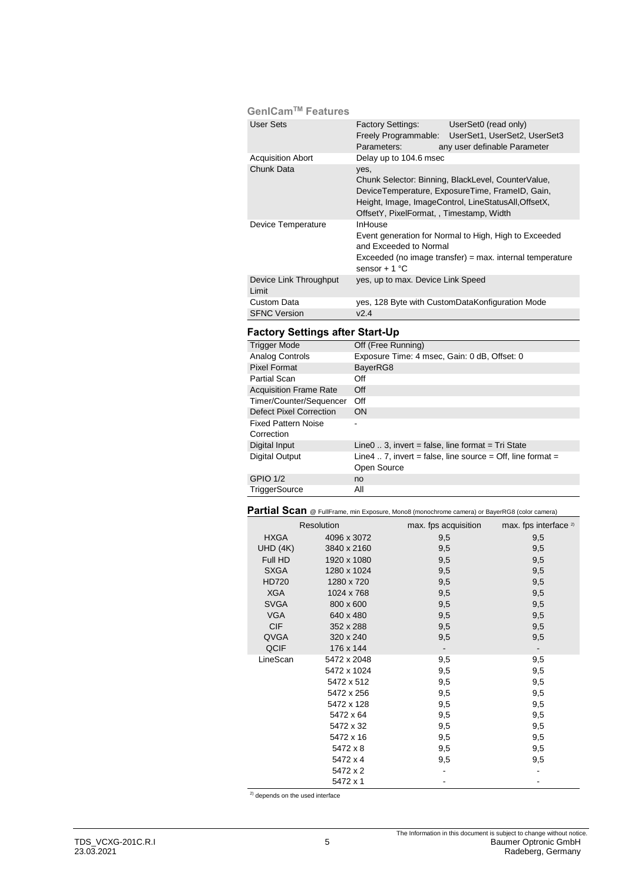### GenICam[TM] Features

| | |
|---|---|
| User Sets | Factory Settings: UserSet0 (read only)<br>Freely Programmable: UserSet1, UserSet2, UserSet3<br>Parameters: any user definable Parameter |
| Acquisition Abort | Delay up to 104.6 msec |
| Chunk Data | yes,<br>Chunk Selector: Binning, BlackLevel, CounterValue, DeviceTemperature, ExposureTime, FrameID, Gain, Height, Image, ImageControl, LineStatusAll,OffsetX, OffsetY, PixelFormat, , Timestamp, Width |
| Device Temperature | InHouse<br>Event generation for Normal to High, High to Exceeded and Exceeded to Normal<br>Exceeded (no image transfer) = max. internal temperature sensor + 1 °C |
| Device Link Throughput Limit | yes, up to max. Device Link Speed |
| Custom Data | yes, 128 Byte with CustomDataKonfiguration Mode |
| SFNC Version | v2.4 |

### Factory Settings after Start-Up

| | |
|---|---|
| Trigger Mode | Off (Free Running) |
| Analog Controls | Exposure Time: 4 msec, Gain: 0 dB, Offset: 0 |
| Pixel Format | BayerRG8 |
| Partial Scan | Off |
| Acquisition Frame Rate | Off |
| Timer/Counter/Sequencer | Off |
| Defect Pixel Correction | ON |
| Fixed Pattern Noise Correction | - |
| Digital Input | Line0 .. 3, invert = false, line format = Tri State |
| Digital Output | Line4 .. 7, invert = false, line source = Off, line format = Open Source |
| GPIO 1/2 | no |
| TriggerSource | All |

### Partial Scan @ FullFrame, min Exposure, Mono8 (monochrome camera) or BayerRG8 (color camera)

| Resolution | | max. fps acquisition | max. fps interface [2] |
|---|---|---|---|
| HXGA | 4096 x 3072 | 9,5 | 9,5 |
| UHD (4K) | 3840 x 2160 | 9,5 | 9,5 |
| Full HD | 1920 x 1080 | 9,5 | 9,5 |
| SXGA | 1280 x 1024 | 9,5 | 9,5 |
| HD720 | 1280 x 720 | 9,5 | 9,5 |
| XGA | 1024 x 768 | 9,5 | 9,5 |
| SVGA | 800 x 600 | 9,5 | 9,5 |
| VGA | 640 x 480 | 9,5 | 9,5 |
| CIF | 352 x 288 | 9,5 | 9,5 |
| QVGA | 320 x 240 | 9,5 | 9,5 |
| QCIF | 176 x 144 | - | - |
| LineScan | 5472 x 2048 | 9,5 | 9,5 |
| | 5472 x 1024 | 9,5 | 9,5 |
| | 5472 x 512 | 9,5 | 9,5 |
| | 5472 x 256 | 9,5 | 9,5 |
| | 5472 x 128 | 9,5 | 9,5 |
| | 5472 x 64 | 9,5 | 9,5 |
| | 5472 x 32 | 9,5 | 9,5 |
| | 5472 x 16 | 9,5 | 9,5 |
| | 5472 x 8 | 9,5 | 9,5 |
| | 5472 x 4 | 9,5 | 9,5 |
| | 5472 x 2 | - | - |
| | 5472 x 1 | - | - |

[2] depends on the used interface

TDS_VCXG-201C.R.I
23.03.2021

The Information in this document is subject to change without notice.
Baumer Optronic GmbH
Radeberg, Germany